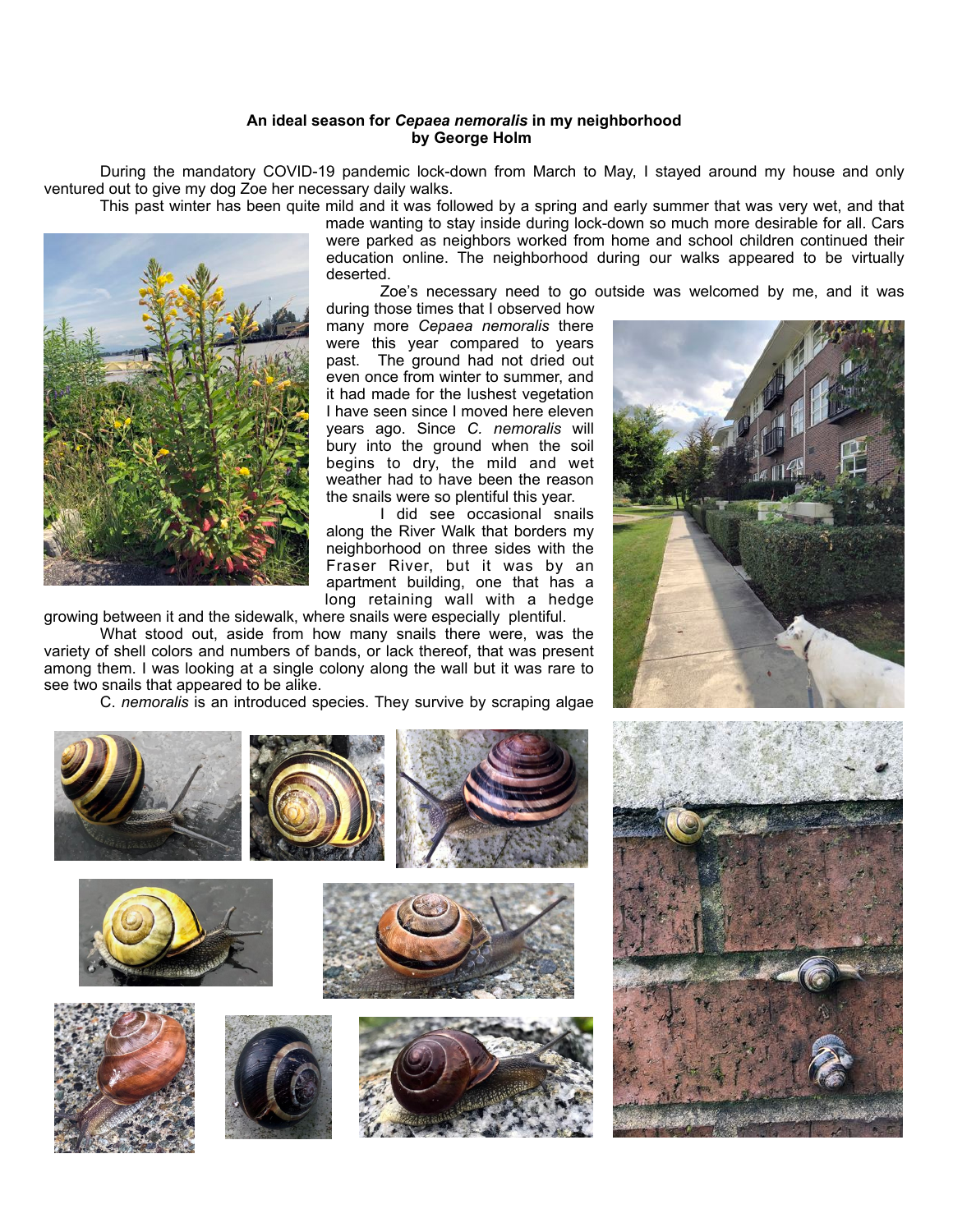**An ideal season for *Cepaea nemoralis* in my neighborhood**
**by George Holm**

During the mandatory COVID-19 pandemic lock-down from March to May, I stayed around my house and only ventured out to give my dog Zoe her necessary daily walks.

This past winter has been quite mild and it was followed by a spring and early summer that was very wet, and that made wanting to stay inside during lock-down so much more desirable for all. Cars were parked as neighbors worked from home and school children continued their education online. The neighborhood during our walks appeared to be virtually deserted.

Zoe's necessary need to go outside was welcomed by me, and it was during those times that I observed how many more *Cepaea nemoralis* there were this year compared to years past. The ground had not dried out even once from winter to summer, and it had made for the lushest vegetation I have seen since I moved here eleven years ago. Since *C. nemoralis* will bury into the ground when the soil begins to dry, the mild and wet weather had to have been the reason the snails were so plentiful this year.

I did see occasional snails along the River Walk that borders my neighborhood on three sides with the Fraser River, but it was by an apartment building, one that has a long retaining wall with a hedge growing between it and the sidewalk, where snails were especially plentiful.

What stood out, aside from how many snails there were, was the variety of shell colors and numbers of bands, or lack thereof, that was present among them. I was looking at a single colony along the wall but it was rare to see two snails that appeared to be alike.

C. *nemoralis* is an introduced species. They survive by scraping algae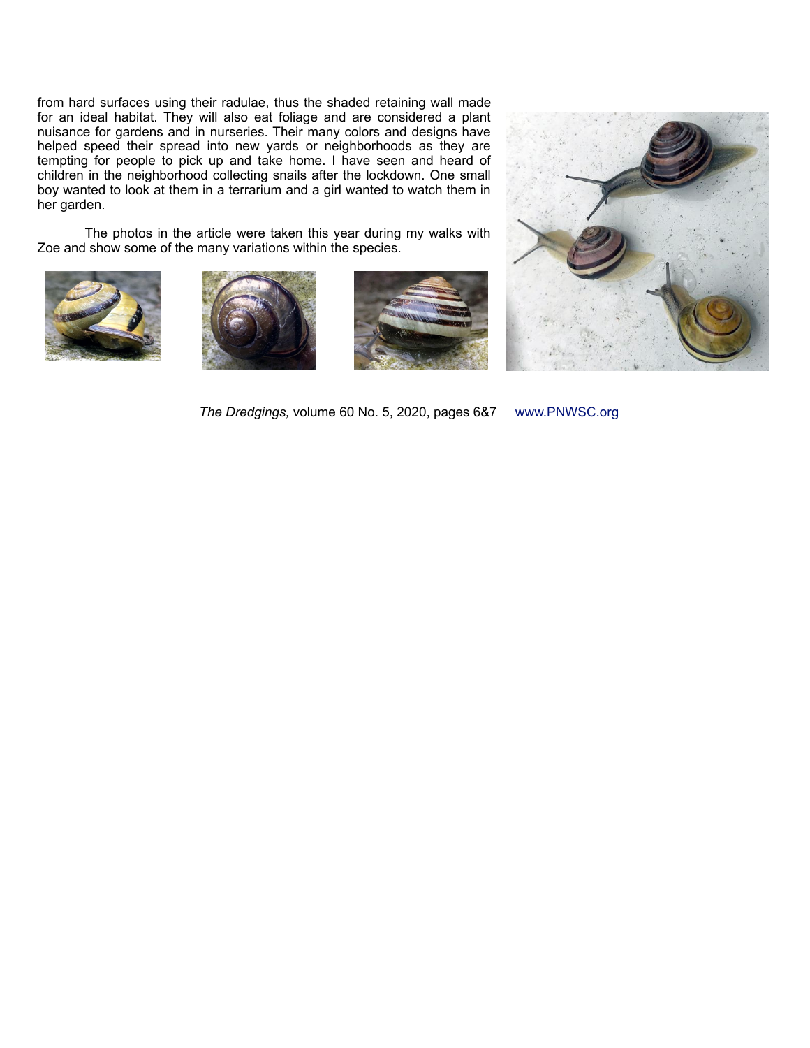from hard surfaces using their radulae, thus the shaded retaining wall made for an ideal habitat. They will also eat foliage and are considered a plant nuisance for gardens and in nurseries. Their many colors and designs have helped speed their spread into new yards or neighborhoods as they are tempting for people to pick up and take home. I have seen and heard of children in the neighborhood collecting snails after the lockdown. One small boy wanted to look at them in a terrarium and a girl wanted to watch them in her garden.

The photos in the article were taken this year during my walks with Zoe and show some of the many variations within the species.

*The Dredgings,* volume 60 No. 5, 2020, pages 6&7 www.PNWSC.org